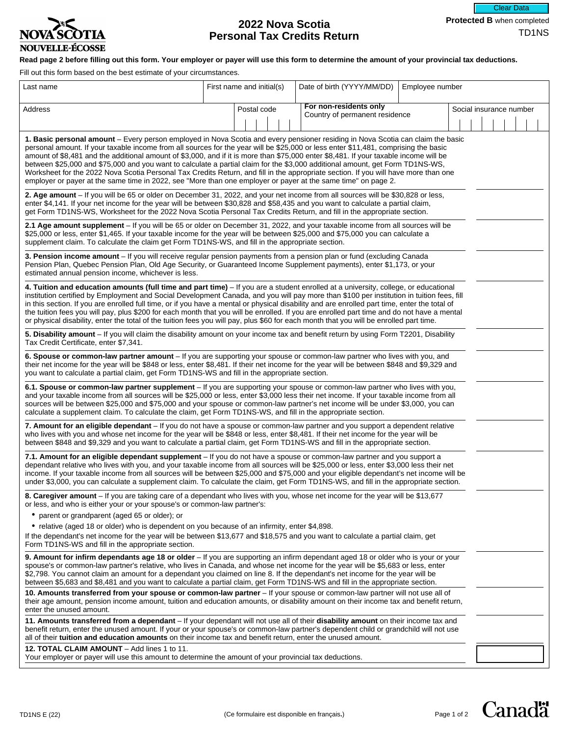Clear Data

**Protected B** when completed

TD1NS

NOVA SCOTIA
NOUVELLE-ÉCOSSE

# 2022 Nova Scotia Personal Tax Credits Return

**Read page 2 before filling out this form. Your employer or payer will use this form to determine the amount of your provincial tax deductions.**

Fill out this form based on the best estimate of your circumstances.

| Last name | First name and initial(s) | Date of birth (YYYY/MM/DD) | Employee number |
|---|---|---|---|
| **Address** | **Postal code** | **For non-residents only** Country of permanent residence | **Social insurance number** |

| | |
|---|---|
| **1. Basic personal amount** – Every person employed in Nova Scotia and every pensioner residing in Nova Scotia can claim the basic personal amount. If your taxable income from all sources for the year will be $25,000 or less enter $11,481, comprising the basic amount of $8,481 and the additional amount of $3,000, and if it is more than $75,000 enter $8,481. If your taxable income will be between $25,000 and $75,000 and you want to calculate a partial claim for the $3,000 additional amount, get Form TD1NS-WS, Worksheet for the 2022 Nova Scotia Personal Tax Credits Return, and fill in the appropriate section. If you will have more than one employer or payer at the same time in 2022, see "More than one employer or payer at the same time" on page 2. | |
| **2. Age amount** – If you will be 65 or older on December 31, 2022, and your net income from all sources will be $30,828 or less, enter $4,141. If your net income for the year will be between $30,828 and $58,435 and you want to calculate a partial claim, get Form TD1NS-WS, Worksheet for the 2022 Nova Scotia Personal Tax Credits Return, and fill in the appropriate section. | |
| **2.1 Age amount supplement** – If you will be 65 or older on December 31, 2022, and your taxable income from all sources will be $25,000 or less, enter $1,465. If your taxable income for the year will be between $25,000 and $75,000 you can calculate a supplement claim. To calculate the claim get Form TD1NS-WS, and fill in the appropriate section. | |
| **3. Pension income amount** – If you will receive regular pension payments from a pension plan or fund (excluding Canada Pension Plan, Quebec Pension Plan, Old Age Security, or Guaranteed Income Supplement payments), enter $1,173, or your estimated annual pension income, whichever is less. | |
| **4. Tuition and education amounts (full time and part time)** – If you are a student enrolled at a university, college, or educational institution certified by Employment and Social Development Canada, and you will pay more than $100 per institution in tuition fees, fill in this section. If you are enrolled full time, or if you have a mental or physical disability and are enrolled part time, enter the total of the tuition fees you will pay, plus $200 for each month that you will be enrolled. If you are enrolled part time and do not have a mental or physical disability, enter the total of the tuition fees you will pay, plus $60 for each month that you will be enrolled part time. | |
| **5. Disability amount** – If you will claim the disability amount on your income tax and benefit return by using Form T2201, Disability Tax Credit Certificate, enter $7,341. | |
| **6. Spouse or common-law partner amount** – If you are supporting your spouse or common-law partner who lives with you, and their net income for the year will be $848 or less, enter $8,481. If their net income for the year will be between $848 and $9,329 and you want to calculate a partial claim, get Form TD1NS-WS and fill in the appropriate section. | |
| **6.1. Spouse or common-law partner supplement** – If you are supporting your spouse or common-law partner who lives with you, and your taxable income from all sources will be $25,000 or less, enter $3,000 less their net income. If your taxable income from all sources will be between $25,000 and $75,000 and your spouse or common-law partner's net income will be under $3,000, you can calculate a supplement claim. To calculate the claim, get Form TD1NS-WS, and fill in the appropriate section. | |
| **7. Amount for an eligible dependant** – If you do not have a spouse or common-law partner and you support a dependent relative who lives with you and whose net income for the year will be $848 or less, enter $8,481. If their net income for the year will be between $848 and $9,329 and you want to calculate a partial claim, get Form TD1NS-WS and fill in the appropriate section. | |
| **7.1. Amount for an eligible dependant supplement** – If you do not have a spouse or common-law partner and you support a dependent relative who lives with you, and your taxable income from all sources will be $25,000 or less, enter $3,000 less their net income. If your taxable income from all sources will be between $25,000 and $75,000 and your eligible dependant's net income will be under $3,000, you can calculate a supplement claim. To calculate the claim, get Form TD1NS-WS, and fill in the appropriate section. | |
| **8. Caregiver amount** – If you are taking care of a dependant who lives with you, whose net income for the year will be $13,677 or less, and who is either your or your spouse's or common-law partner's:<br>• parent or grandparent (aged 65 or older); or<br>• relative (aged 18 or older) who is dependent on you because of an infirmity, enter $4,898.<br>If the dependant's net income for the year will be between $13,677 and $18,575 and you want to calculate a partial claim, get Form TD1NS-WS and fill in the appropriate section. | |
| **9. Amount for infirm dependants age 18 or older** – If you are supporting an infirm dependant aged 18 or older who is your or your spouse's or common-law partner's relative, who lives in Canada, and whose net income for the year will be $5,683 or less, enter $2,798. You cannot claim an amount for a dependant you claimed on line 8. If the dependant's net income for the year will be between $5,683 and $8,481 and you want to calculate a partial claim, get Form TD1NS-WS and fill in the appropriate section. | |
| **10. Amounts transferred from your spouse or common-law partner** – If your spouse or common-law partner will not use all of their age amount, pension income amount, tuition and education amounts, or disability amount on their income tax and benefit return, enter the unused amount. | |
| **11. Amounts transferred from a dependant** – If your dependant will not use all of their **disability amount** on their income tax and benefit return, enter the unused amount. If your or your spouse's or common-law partner's dependent child or grandchild will not use all of their **tuition and education amounts** on their income tax and benefit return, enter the unused amount. | |
| **12. TOTAL CLAIM AMOUNT** – Add lines 1 to 11.<br>Your employer or payer will use this amount to determine the amount of your provincial tax deductions. | |

TD1NS E (22)

(Ce formulaire est disponible en français.)

Canada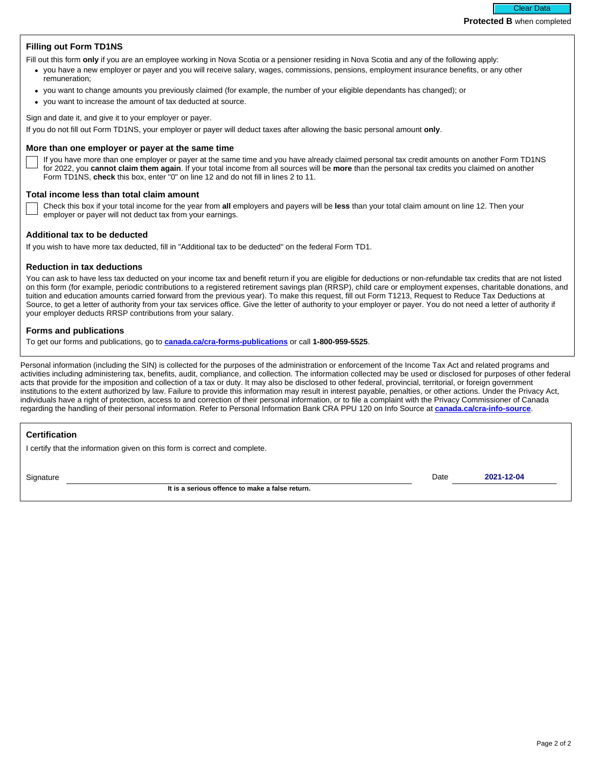Protected B when completed

## Filling out Form TD1NS

Fill out this form **only** if you are an employee working in Nova Scotia or a pensioner residing in Nova Scotia and any of the following apply:

- you have a new employer or payer and you will receive salary, wages, commissions, pensions, employment insurance benefits, or any other remuneration;
- you want to change amounts you previously claimed (for example, the number of your eligible dependants has changed); or
- you want to increase the amount of tax deducted at source.

Sign and date it, and give it to your employer or payer.

If you do not fill out Form TD1NS, your employer or payer will deduct taxes after allowing the basic personal amount **only**.

## More than one employer or payer at the same time

☐ If you have more than one employer or payer at the same time and you have already claimed personal tax credit amounts on another Form TD1NS for 2022, you **cannot claim them again**. If your total income from all sources will be **more** than the personal tax credits you claimed on another Form TD1NS, **check** this box, enter "0" on line 12 and do not fill in lines 2 to 11.

## Total income less than total claim amount

☐ Check this box if your total income for the year from **all** employers and payers will be **less** than your total claim amount on line 12. Then your employer or payer will not deduct tax from your earnings.

## Additional tax to be deducted

If you wish to have more tax deducted, fill in "Additional tax to be deducted" on the federal Form TD1.

## Reduction in tax deductions

You can ask to have less tax deducted on your income tax and benefit return if you are eligible for deductions or non-refundable tax credits that are not listed on this form (for example, periodic contributions to a registered retirement savings plan (RRSP), child care or employment expenses, charitable donations, and tuition and education amounts carried forward from the previous year). To make this request, fill out Form T1213, Request to Reduce Tax Deductions at Source, to get a letter of authority from your tax services office. Give the letter of authority to your employer or payer. You do not need a letter of authority if your employer deducts RRSP contributions from your salary.

## Forms and publications

To get our forms and publications, go to **canada.ca/cra-forms-publications** or call **1-800-959-5525**.

Personal information (including the SIN) is collected for the purposes of the administration or enforcement of the Income Tax Act and related programs and activities including administering tax, benefits, audit, compliance, and collection. The information collected may be used or disclosed for purposes of other federal acts that provide for the imposition and collection of a tax or duty. It may also be disclosed to other federal, provincial, territorial, or foreign government institutions to the extent authorized by law. Failure to provide this information may result in interest payable, penalties, or other actions. Under the Privacy Act, individuals have a right of protection, access to and correction of their personal information, or to file a complaint with the Privacy Commissioner of Canada regarding the handling of their personal information. Refer to Personal Information Bank CRA PPU 120 on Info Source at **canada.ca/cra-info-source**.

## Certification

I certify that the information given on this form is correct and complete.

Signature ______________________________ Date **2021-12-04**

**It is a serious offence to make a false return.**